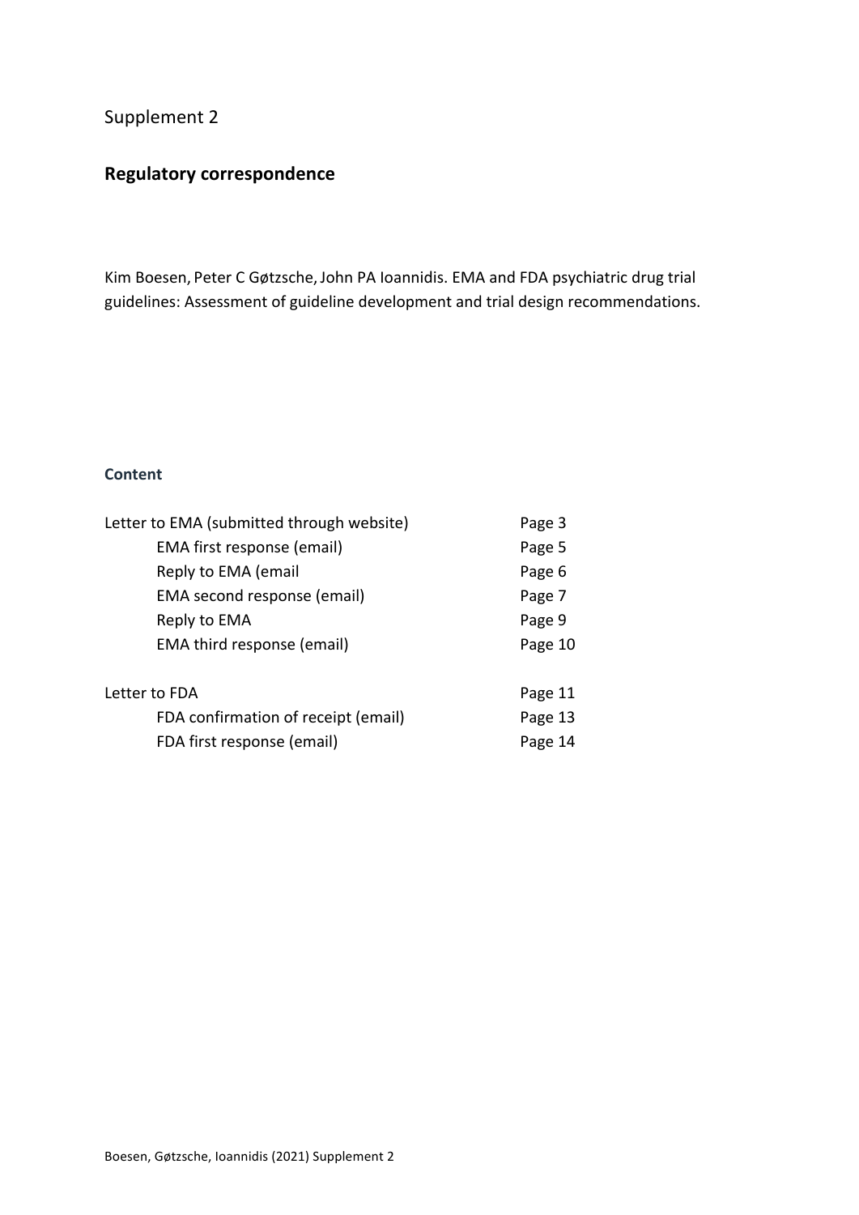Supplement 2

## Regulatory correspondence

Kim Boesen, Peter C Gøtzsche, John PA Ioannidis. EMA and FDA psychiatric drug trial guidelines: Assessment of guideline development and trial design recommendations.

### Content

| | |
|---|---|
| Letter to EMA (submitted through website) | Page 3 |
| EMA first response (email) | Page 5 |
| Reply to EMA (email | Page 6 |
| EMA second response (email) | Page 7 |
| Reply to EMA | Page 9 |
| EMA third response (email) | Page 10 |
| Letter to FDA | Page 11 |
| FDA confirmation of receipt (email) | Page 13 |
| FDA first response (email) | Page 14 |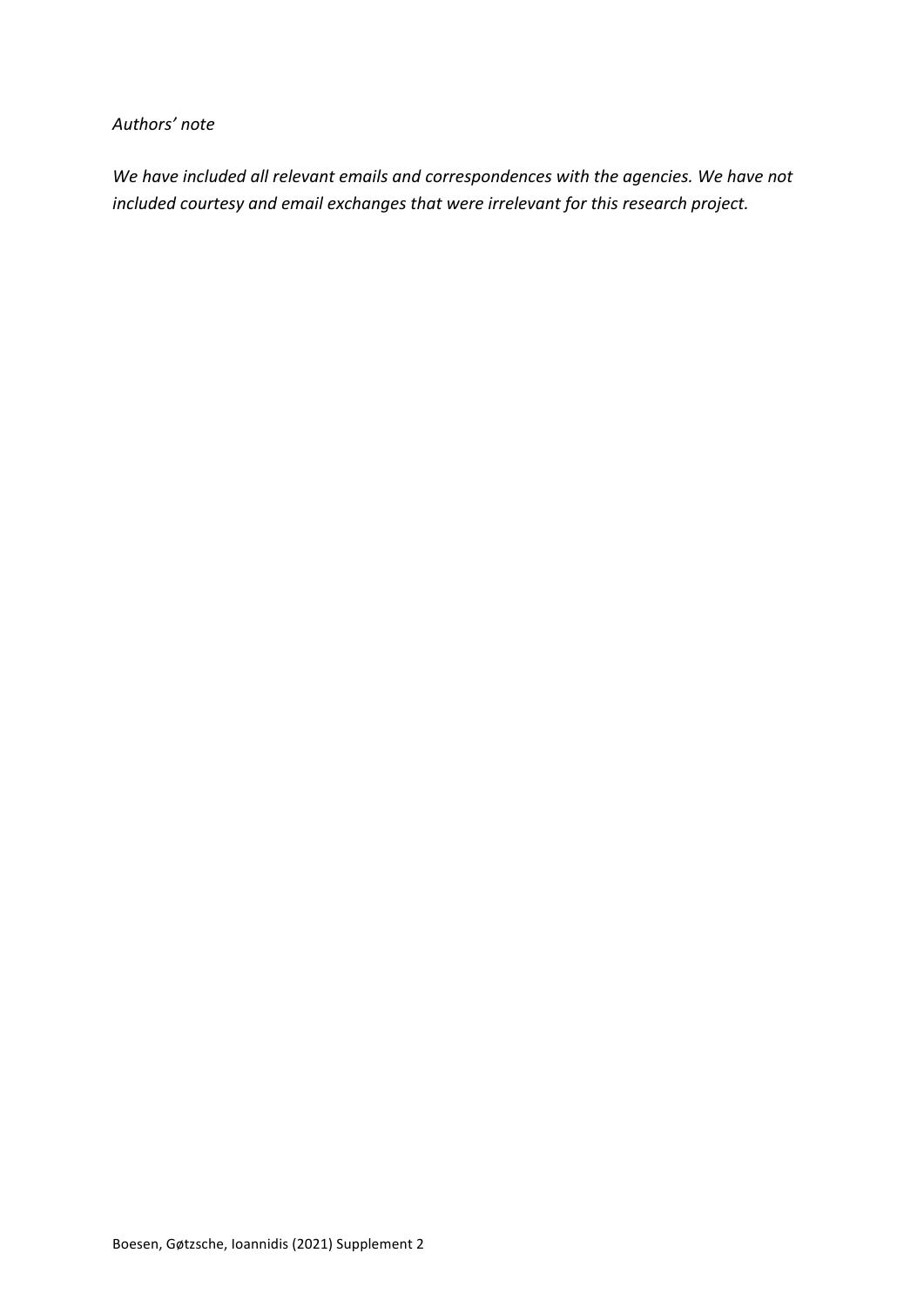*Authors' note*

*We have included all relevant emails and correspondences with the agencies. We have not included courtesy and email exchanges that were irrelevant for this research project.*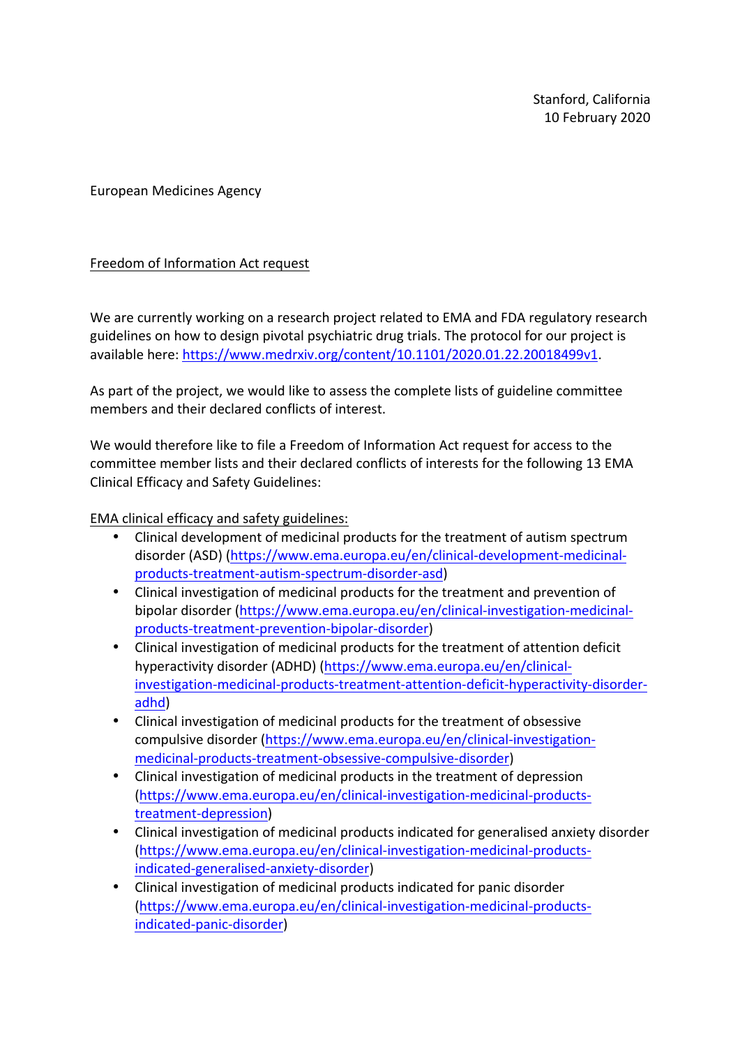Stanford, California
10 February 2020

European Medicines Agency

Freedom of Information Act request

We are currently working on a research project related to EMA and FDA regulatory research guidelines on how to design pivotal psychiatric drug trials. The protocol for our project is available here: https://www.medrxiv.org/content/10.1101/2020.01.22.20018499v1.

As part of the project, we would like to assess the complete lists of guideline committee members and their declared conflicts of interest.

We would therefore like to file a Freedom of Information Act request for access to the committee member lists and their declared conflicts of interests for the following 13 EMA Clinical Efficacy and Safety Guidelines:

EMA clinical efficacy and safety guidelines:

- Clinical development of medicinal products for the treatment of autism spectrum disorder (ASD) (https://www.ema.europa.eu/en/clinical-development-medicinal-products-treatment-autism-spectrum-disorder-asd)
- Clinical investigation of medicinal products for the treatment and prevention of bipolar disorder (https://www.ema.europa.eu/en/clinical-investigation-medicinal-products-treatment-prevention-bipolar-disorder)
- Clinical investigation of medicinal products for the treatment of attention deficit hyperactivity disorder (ADHD) (https://www.ema.europa.eu/en/clinical-investigation-medicinal-products-treatment-attention-deficit-hyperactivity-disorder-adhd)
- Clinical investigation of medicinal products for the treatment of obsessive compulsive disorder (https://www.ema.europa.eu/en/clinical-investigation-medicinal-products-treatment-obsessive-compulsive-disorder)
- Clinical investigation of medicinal products in the treatment of depression (https://www.ema.europa.eu/en/clinical-investigation-medicinal-products-treatment-depression)
- Clinical investigation of medicinal products indicated for generalised anxiety disorder (https://www.ema.europa.eu/en/clinical-investigation-medicinal-products-indicated-generalised-anxiety-disorder)
- Clinical investigation of medicinal products indicated for panic disorder (https://www.ema.europa.eu/en/clinical-investigation-medicinal-products-indicated-panic-disorder)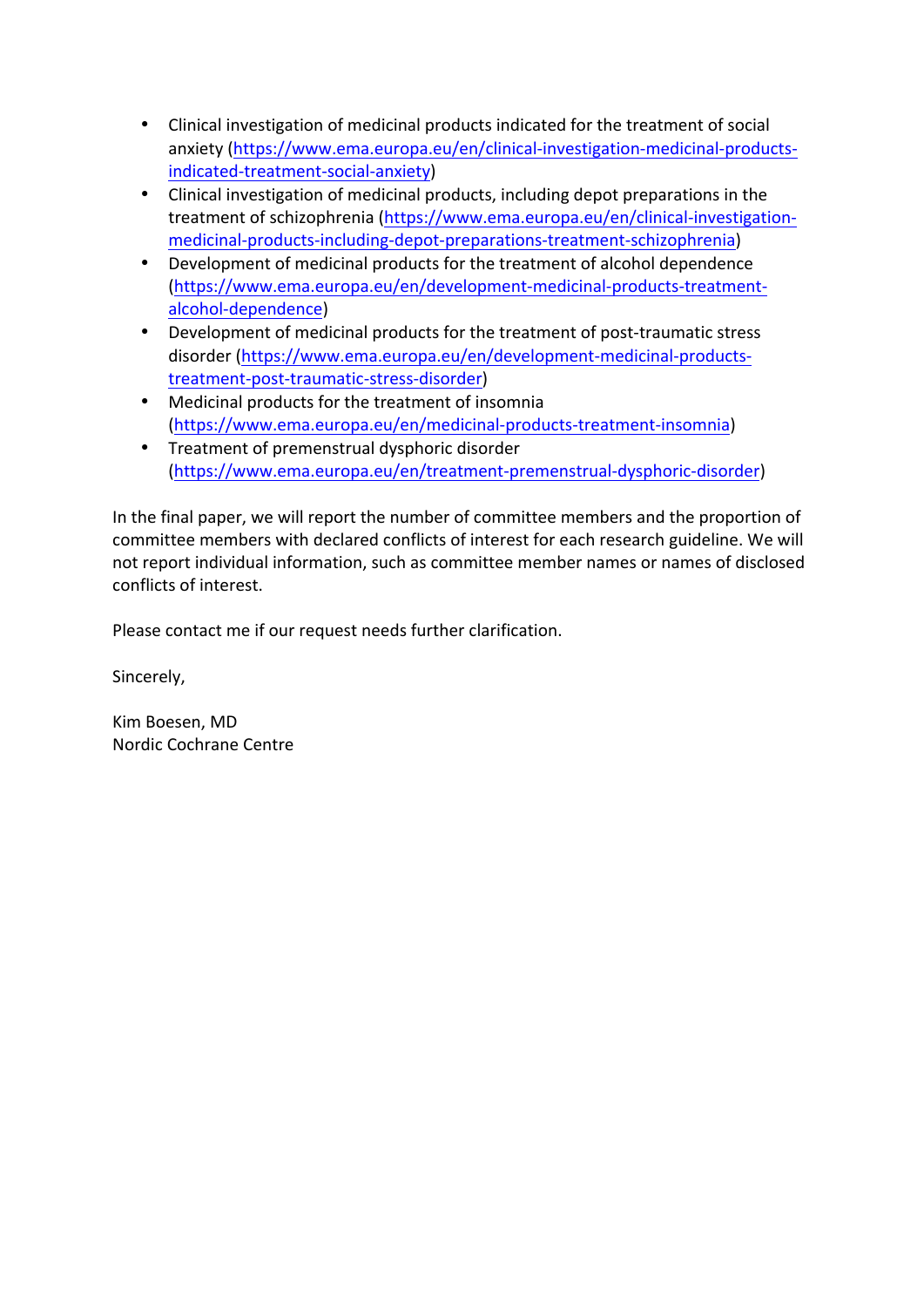- Clinical investigation of medicinal products indicated for the treatment of social anxiety (https://www.ema.europa.eu/en/clinical-investigation-medicinal-products-indicated-treatment-social-anxiety)
- Clinical investigation of medicinal products, including depot preparations in the treatment of schizophrenia (https://www.ema.europa.eu/en/clinical-investigation-medicinal-products-including-depot-preparations-treatment-schizophrenia)
- Development of medicinal products for the treatment of alcohol dependence (https://www.ema.europa.eu/en/development-medicinal-products-treatment-alcohol-dependence)
- Development of medicinal products for the treatment of post-traumatic stress disorder (https://www.ema.europa.eu/en/development-medicinal-products-treatment-post-traumatic-stress-disorder)
- Medicinal products for the treatment of insomnia (https://www.ema.europa.eu/en/medicinal-products-treatment-insomnia)
- Treatment of premenstrual dysphoric disorder (https://www.ema.europa.eu/en/treatment-premenstrual-dysphoric-disorder)

In the final paper, we will report the number of committee members and the proportion of committee members with declared conflicts of interest for each research guideline. We will not report individual information, such as committee member names or names of disclosed conflicts of interest.

Please contact me if our request needs further clarification.

Sincerely,

Kim Boesen, MD
Nordic Cochrane Centre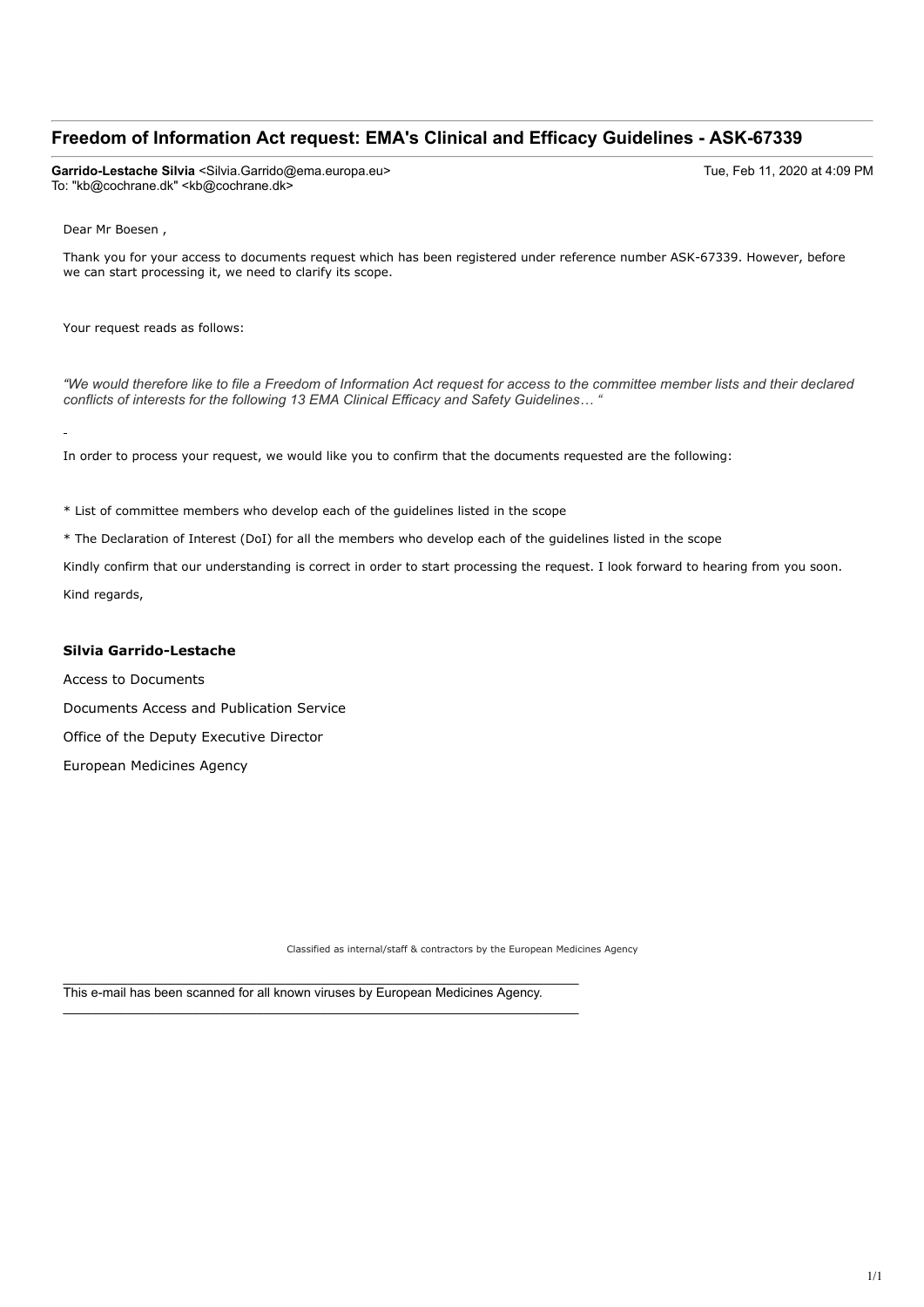## Freedom of Information Act request: EMA's Clinical and Efficacy Guidelines - ASK-67339

**Garrido-Lestache Silvia** <Silvia.Garrido@ema.europa.eu>
To: "kb@cochrane.dk" <kb@cochrane.dk>

Tue, Feb 11, 2020 at 4:09 PM

Dear Mr Boesen ,

Thank you for your access to documents request which has been registered under reference number ASK-67339. However, before we can start processing it, we need to clarify its scope.

Your request reads as follows:

*"We would therefore like to file a Freedom of Information Act request for access to the committee member lists and their declared conflicts of interests for the following 13 EMA Clinical Efficacy and Safety Guidelines… "*

-

In order to process your request, we would like you to confirm that the documents requested are the following:

* List of committee members who develop each of the guidelines listed in the scope

* The Declaration of Interest (DoI) for all the members who develop each of the guidelines listed in the scope

Kindly confirm that our understanding is correct in order to start processing the request. I look forward to hearing from you soon.

Kind regards,

**Silvia Garrido-Lestache**

Access to Documents

Documents Access and Publication Service

Office of the Deputy Executive Director

European Medicines Agency

Classified as internal/staff & contractors by the European Medicines Agency

---

This e-mail has been scanned for all known viruses by European Medicines Agency.

---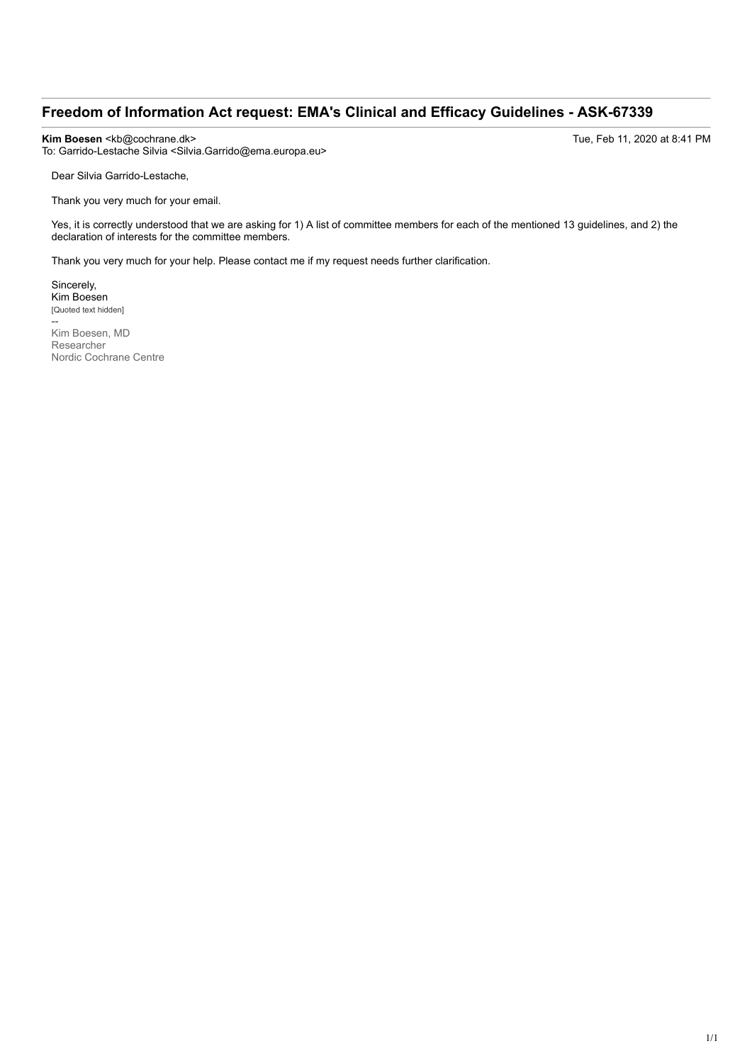## Freedom of Information Act request: EMA's Clinical and Efficacy Guidelines - ASK-67339

**Kim Boesen** <kb@cochrane.dk>
To: Garrido-Lestache Silvia <Silvia.Garrido@ema.europa.eu>

Tue, Feb 11, 2020 at 8:41 PM

Dear Silvia Garrido-Lestache,

Thank you very much for your email.

Yes, it is correctly understood that we are asking for 1) A list of committee members for each of the mentioned 13 guidelines, and 2) the declaration of interests for the committee members.

Thank you very much for your help. Please contact me if my request needs further clarification.

Sincerely,
Kim Boesen
[Quoted text hidden]
--
Kim Boesen, MD
Researcher
Nordic Cochrane Centre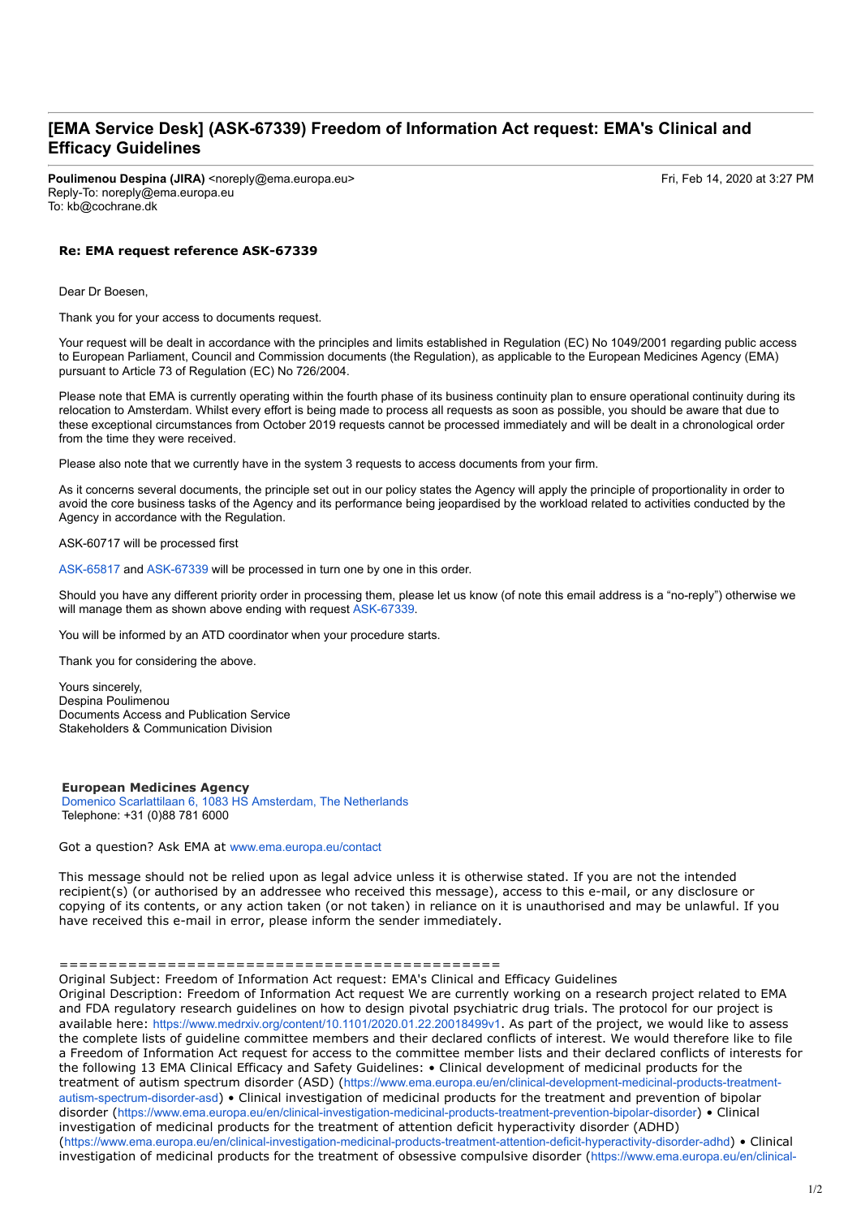## [EMA Service Desk] (ASK-67339) Freedom of Information Act request: EMA's Clinical and Efficacy Guidelines

**Poulimenou Despina (JIRA)** <noreply@ema.europa.eu>
Reply-To: noreply@ema.europa.eu
To: kb@cochrane.dk

Fri, Feb 14, 2020 at 3:27 PM

**Re: EMA request reference ASK-67339**

Dear Dr Boesen,

Thank you for your access to documents request.

Your request will be dealt in accordance with the principles and limits established in Regulation (EC) No 1049/2001 regarding public access to European Parliament, Council and Commission documents (the Regulation), as applicable to the European Medicines Agency (EMA) pursuant to Article 73 of Regulation (EC) No 726/2004.

Please note that EMA is currently operating within the fourth phase of its business continuity plan to ensure operational continuity during its relocation to Amsterdam. Whilst every effort is being made to process all requests as soon as possible, you should be aware that due to these exceptional circumstances from October 2019 requests cannot be processed immediately and will be dealt in a chronological order from the time they were received.

Please also note that we currently have in the system 3 requests to access documents from your firm.

As it concerns several documents, the principle set out in our policy states the Agency will apply the principle of proportionality in order to avoid the core business tasks of the Agency and its performance being jeopardised by the workload related to activities conducted by the Agency in accordance with the Regulation.

ASK-60717 will be processed first

ASK-65817 and ASK-67339 will be processed in turn one by one in this order.

Should you have any different priority order in processing them, please let us know (of note this email address is a "no-reply") otherwise we will manage them as shown above ending with request ASK-67339.

You will be informed by an ATD coordinator when your procedure starts.

Thank you for considering the above.

Yours sincerely,
Despina Poulimenou
Documents Access and Publication Service
Stakeholders & Communication Division

**European Medicines Agency**
Domenico Scarlattilaan 6, 1083 HS Amsterdam, The Netherlands
Telephone: +31 (0)88 781 6000

Got a question? Ask EMA at www.ema.europa.eu/contact

This message should not be relied upon as legal advice unless it is otherwise stated. If you are not the intended recipient(s) (or authorised by an addressee who received this message), access to this e-mail, or any disclosure or copying of its contents, or any action taken (or not taken) in reliance on it is unauthorised and may be unlawful. If you have received this e-mail in error, please inform the sender immediately.

==============================================

Original Subject: Freedom of Information Act request: EMA's Clinical and Efficacy Guidelines
Original Description: Freedom of Information Act request We are currently working on a research project related to EMA and FDA regulatory research guidelines on how to design pivotal psychiatric drug trials. The protocol for our project is available here: https://www.medrxiv.org/content/10.1101/2020.01.22.20018499v1. As part of the project, we would like to assess the complete lists of guideline committee members and their declared conflicts of interest. We would therefore like to file a Freedom of Information Act request for access to the committee member lists and their declared conflicts of interests for the following 13 EMA Clinical Efficacy and Safety Guidelines: • Clinical development of medicinal products for the treatment of autism spectrum disorder (ASD) (https://www.ema.europa.eu/en/clinical-development-medicinal-products-treatment-autism-spectrum-disorder-asd) • Clinical investigation of medicinal products for the treatment and prevention of bipolar disorder (https://www.ema.europa.eu/en/clinical-investigation-medicinal-products-treatment-prevention-bipolar-disorder) • Clinical investigation of medicinal products for the treatment of attention deficit hyperactivity disorder (ADHD) (https://www.ema.europa.eu/en/clinical-investigation-medicinal-products-treatment-attention-deficit-hyperactivity-disorder-adhd) • Clinical investigation of medicinal products for the treatment of obsessive compulsive disorder (https://www.ema.europa.eu/en/clinical-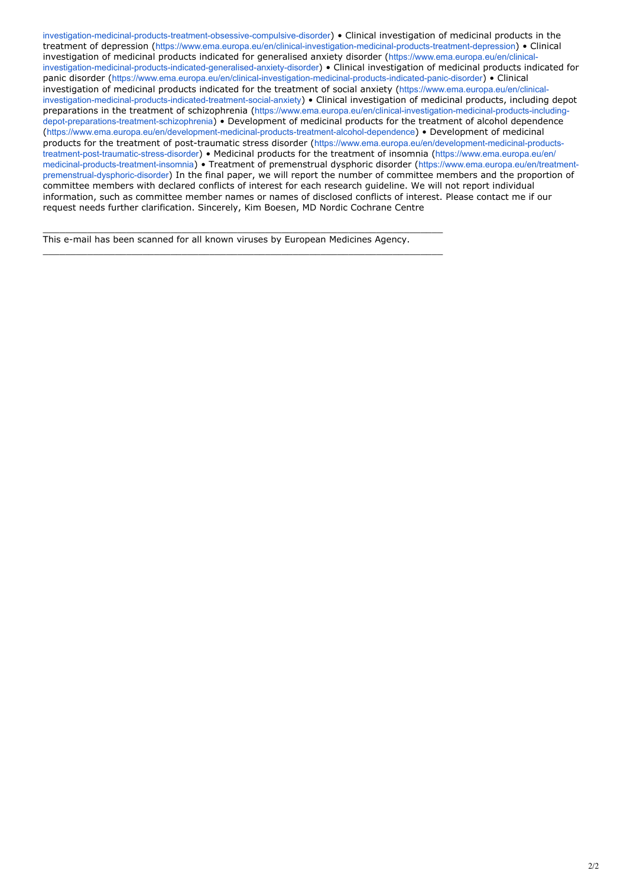investigation-medicinal-products-treatment-obsessive-compulsive-disorder) • Clinical investigation of medicinal products in the treatment of depression (https://www.ema.europa.eu/en/clinical-investigation-medicinal-products-treatment-depression) • Clinical investigation of medicinal products indicated for generalised anxiety disorder (https://www.ema.europa.eu/en/clinical-investigation-medicinal-products-indicated-generalised-anxiety-disorder) • Clinical investigation of medicinal products indicated for panic disorder (https://www.ema.europa.eu/en/clinical-investigation-medicinal-products-indicated-panic-disorder) • Clinical investigation of medicinal products indicated for the treatment of social anxiety (https://www.ema.europa.eu/en/clinical-investigation-medicinal-products-indicated-treatment-social-anxiety) • Clinical investigation of medicinal products, including depot preparations in the treatment of schizophrenia (https://www.ema.europa.eu/en/clinical-investigation-medicinal-products-including-depot-preparations-treatment-schizophrenia) • Development of medicinal products for the treatment of alcohol dependence (https://www.ema.europa.eu/en/development-medicinal-products-treatment-alcohol-dependence) • Development of medicinal products for the treatment of post-traumatic stress disorder (https://www.ema.europa.eu/en/development-medicinal-products-treatment-post-traumatic-stress-disorder) • Medicinal products for the treatment of insomnia (https://www.ema.europa.eu/en/medicinal-products-treatment-insomnia) • Treatment of premenstrual dysphoric disorder (https://www.ema.europa.eu/en/treatment-premenstrual-dysphoric-disorder) In the final paper, we will report the number of committee members and the proportion of committee members with declared conflicts of interest for each research guideline. We will not report individual information, such as committee member names or names of disclosed conflicts of interest. Please contact me if our request needs further clarification. Sincerely, Kim Boesen, MD Nordic Cochrane Centre

---

This e-mail has been scanned for all known viruses by European Medicines Agency.

---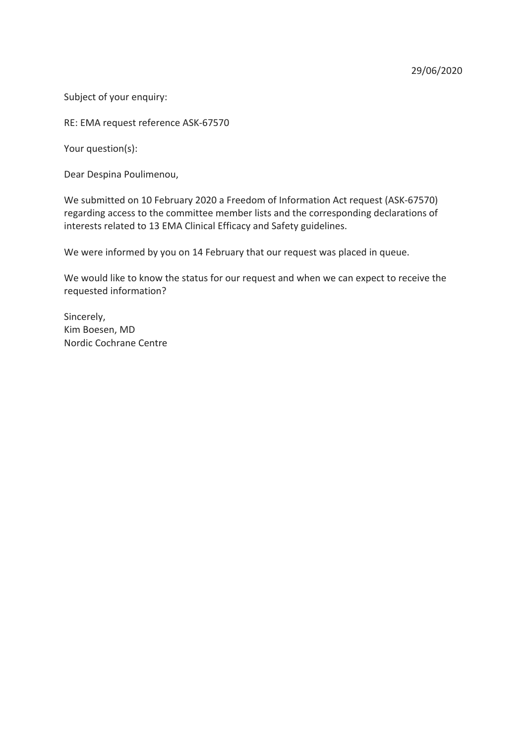29/06/2020

Subject of your enquiry:

RE: EMA request reference ASK-67570

Your question(s):

Dear Despina Poulimenou,

We submitted on 10 February 2020 a Freedom of Information Act request (ASK-67570) regarding access to the committee member lists and the corresponding declarations of interests related to 13 EMA Clinical Efficacy and Safety guidelines.

We were informed by you on 14 February that our request was placed in queue.

We would like to know the status for our request and when we can expect to receive the requested information?

Sincerely,
Kim Boesen, MD
Nordic Cochrane Centre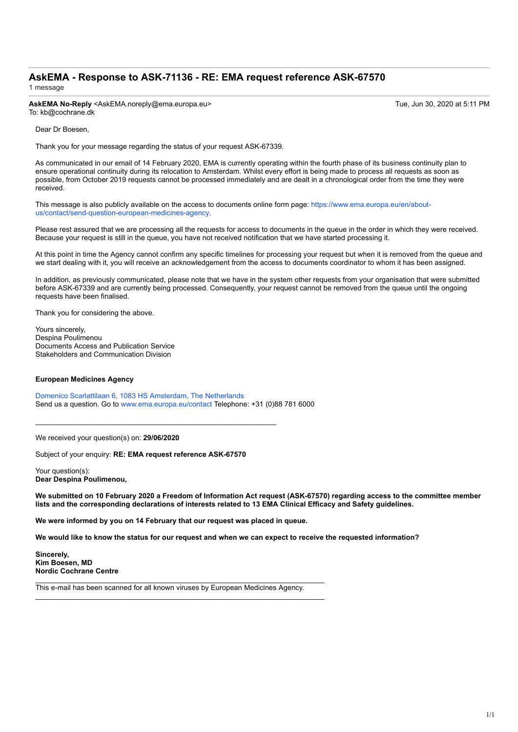# AskEMA - Response to ASK-71136 - RE: EMA request reference ASK-67570

1 message

**AskEMA No-Reply** <AskEMA.noreply@ema.europa.eu>  Tue, Jun 30, 2020 at 5:11 PM
To: kb@cochrane.dk

Dear Dr Boesen,

Thank you for your message regarding the status of your request ASK-67339.

As communicated in our email of 14 February 2020, EMA is currently operating within the fourth phase of its business continuity plan to ensure operational continuity during its relocation to Amsterdam. Whilst every effort is being made to process all requests as soon as possible, from October 2019 requests cannot be processed immediately and are dealt in a chronological order from the time they were received.

This message is also publicly available on the access to documents online form page: https://www.ema.europa.eu/en/about-us/contact/send-question-european-medicines-agency.

Please rest assured that we are processing all the requests for access to documents in the queue in the order in which they were received. Because your request is still in the queue, you have not received notification that we have started processing it.

At this point in time the Agency cannot confirm any specific timelines for processing your request but when it is removed from the queue and we start dealing with it, you will receive an acknowledgement from the access to documents coordinator to whom it has been assigned.

In addition, as previously communicated, please note that we have in the system other requests from your organisation that were submitted before ASK-67339 and are currently being processed. Consequently, your request cannot be removed from the queue until the ongoing requests have been finalised.

Thank you for considering the above.

Yours sincerely,
Despina Poulimenou
Documents Access and Publication Service
Stakeholders and Communication Division

**European Medicines Agency**

Domenico Scarlattilaan 6, 1083 HS Amsterdam, The Netherlands
Send us a question. Go to www.ema.europa.eu/contact Telephone: +31 (0)88 781 6000

---

We received your question(s) on: **29/06/2020**

Subject of your enquiry: **RE: EMA request reference ASK-67570**

Your question(s):
**Dear Despina Poulimenou,**

**We submitted on 10 February 2020 a Freedom of Information Act request (ASK-67570) regarding access to the committee member lists and the corresponding declarations of interests related to 13 EMA Clinical Efficacy and Safety guidelines.**

**We were informed by you on 14 February that our request was placed in queue.**

**We would like to know the status for our request and when we can expect to receive the requested information?**

**Sincerely,**
**Kim Boesen, MD**
**Nordic Cochrane Centre**

---

This e-mail has been scanned for all known viruses by European Medicines Agency.

---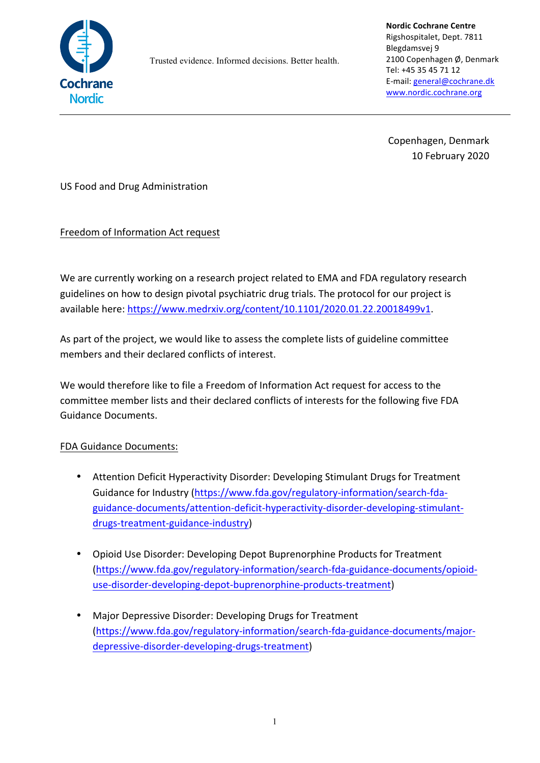Cochrane Nordic

Trusted evidence. Informed decisions. Better health.

**Nordic Cochrane Centre**
Rigshospitalet, Dept. 7811
Blegdamsvej 9
2100 Copenhagen Ø, Denmark
Tel: +45 35 45 71 12
E-mail: general@cochrane.dk
www.nordic.cochrane.org

---

Copenhagen, Denmark
10 February 2020

US Food and Drug Administration

Freedom of Information Act request

We are currently working on a research project related to EMA and FDA regulatory research guidelines on how to design pivotal psychiatric drug trials. The protocol for our project is available here: https://www.medrxiv.org/content/10.1101/2020.01.22.20018499v1.

As part of the project, we would like to assess the complete lists of guideline committee members and their declared conflicts of interest.

We would therefore like to file a Freedom of Information Act request for access to the committee member lists and their declared conflicts of interests for the following five FDA Guidance Documents.

FDA Guidance Documents:

- Attention Deficit Hyperactivity Disorder: Developing Stimulant Drugs for Treatment Guidance for Industry (https://www.fda.gov/regulatory-information/search-fda-guidance-documents/attention-deficit-hyperactivity-disorder-developing-stimulant-drugs-treatment-guidance-industry)
- Opioid Use Disorder: Developing Depot Buprenorphine Products for Treatment (https://www.fda.gov/regulatory-information/search-fda-guidance-documents/opioid-use-disorder-developing-depot-buprenorphine-products-treatment)
- Major Depressive Disorder: Developing Drugs for Treatment (https://www.fda.gov/regulatory-information/search-fda-guidance-documents/major-depressive-disorder-developing-drugs-treatment)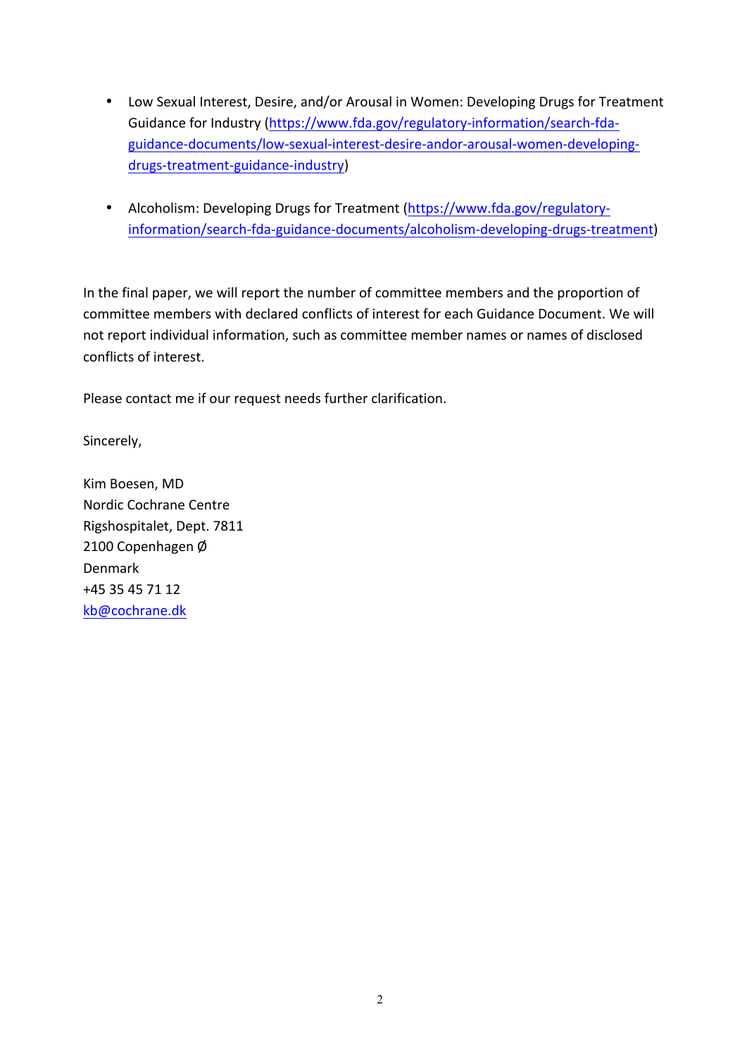- Low Sexual Interest, Desire, and/or Arousal in Women: Developing Drugs for Treatment Guidance for Industry (https://www.fda.gov/regulatory-information/search-fda-guidance-documents/low-sexual-interest-desire-andor-arousal-women-developing-drugs-treatment-guidance-industry)

- Alcoholism: Developing Drugs for Treatment (https://www.fda.gov/regulatory-information/search-fda-guidance-documents/alcoholism-developing-drugs-treatment)

In the final paper, we will report the number of committee members and the proportion of committee members with declared conflicts of interest for each Guidance Document. We will not report individual information, such as committee member names or names of disclosed conflicts of interest.

Please contact me if our request needs further clarification.

Sincerely,

Kim Boesen, MD
Nordic Cochrane Centre
Rigshospitalet, Dept. 7811
2100 Copenhagen Ø
Denmark
+45 35 45 71 12
kb@cochrane.dk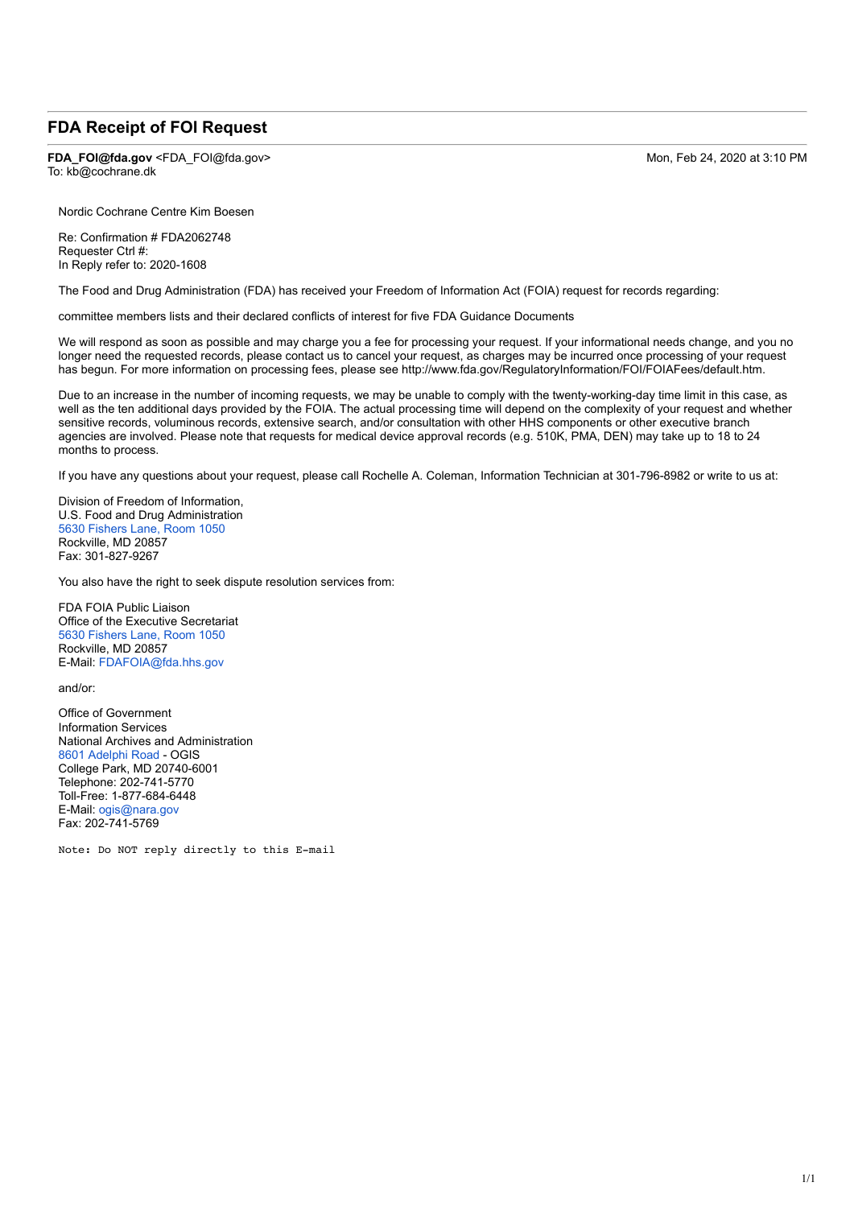## FDA Receipt of FOI Request

**FDA_FOI@fda.gov** <FDA_FOI@fda.gov>
To: kb@cochrane.dk

Mon, Feb 24, 2020 at 3:10 PM

Nordic Cochrane Centre Kim Boesen

Re: Confirmation # FDA2062748
Requester Ctrl #:
In Reply refer to: 2020-1608

The Food and Drug Administration (FDA) has received your Freedom of Information Act (FOIA) request for records regarding:

committee members lists and their declared conflicts of interest for five FDA Guidance Documents

We will respond as soon as possible and may charge you a fee for processing your request. If your informational needs change, and you no longer need the requested records, please contact us to cancel your request, as charges may be incurred once processing of your request has begun. For more information on processing fees, please see http://www.fda.gov/RegulatoryInformation/FOI/FOIAFees/default.htm.

Due to an increase in the number of incoming requests, we may be unable to comply with the twenty-working-day time limit in this case, as well as the ten additional days provided by the FOIA. The actual processing time will depend on the complexity of your request and whether sensitive records, voluminous records, extensive search, and/or consultation with other HHS components or other executive branch agencies are involved. Please note that requests for medical device approval records (e.g. 510K, PMA, DEN) may take up to 18 to 24 months to process.

If you have any questions about your request, please call Rochelle A. Coleman, Information Technician at 301-796-8982 or write to us at:

Division of Freedom of Information,
U.S. Food and Drug Administration
5630 Fishers Lane, Room 1050
Rockville, MD 20857
Fax: 301-827-9267

You also have the right to seek dispute resolution services from:

FDA FOIA Public Liaison
Office of the Executive Secretariat
5630 Fishers Lane, Room 1050
Rockville, MD 20857
E-Mail: FDAFOIA@fda.hhs.gov

and/or:

Office of Government
Information Services
National Archives and Administration
8601 Adelphi Road - OGIS
College Park, MD 20740-6001
Telephone: 202-741-5770
Toll-Free: 1-877-684-6448
E-Mail: ogis@nara.gov
Fax: 202-741-5769

```
Note: Do NOT reply directly to this E-mail
```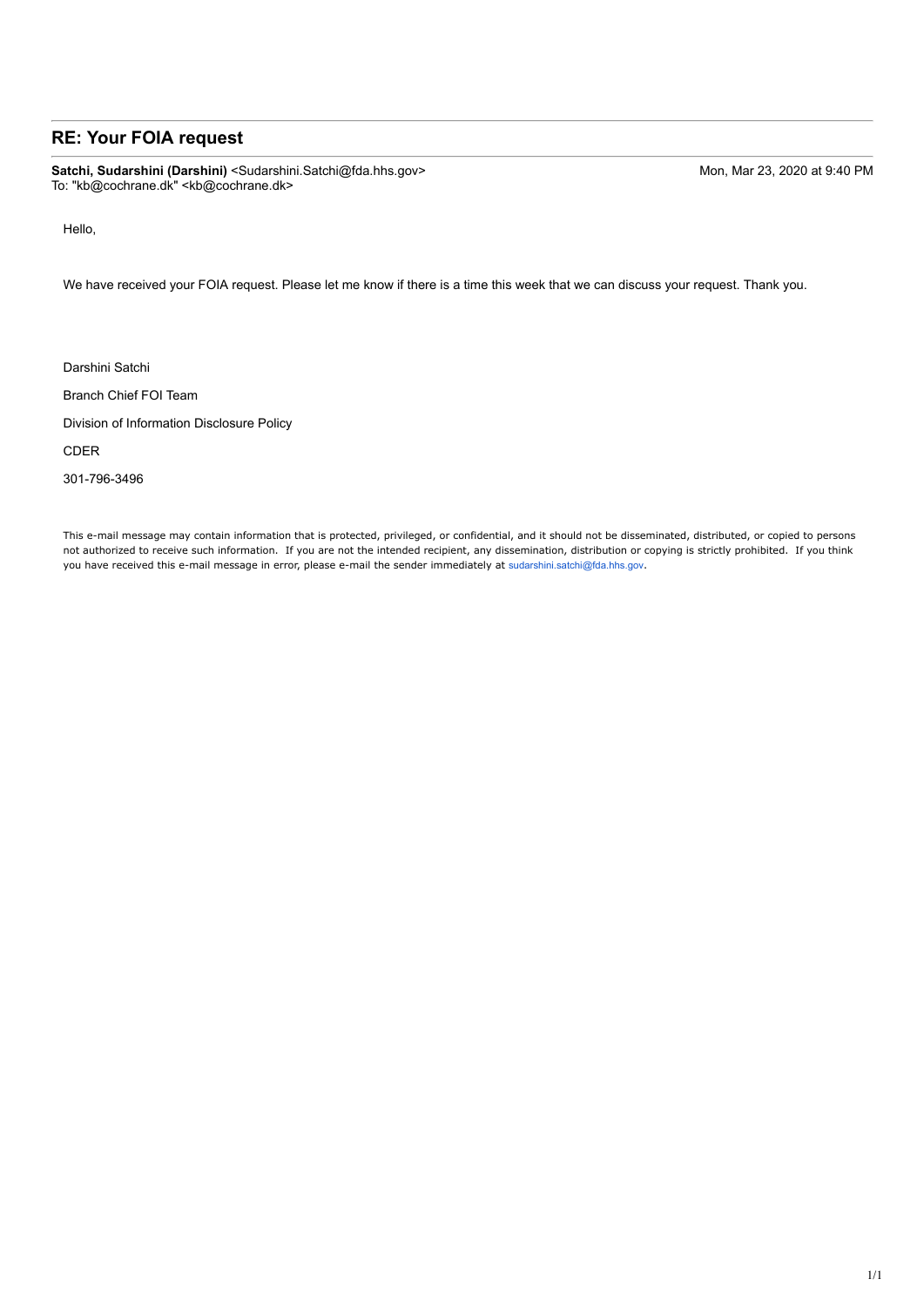## RE: Your FOIA request

**Satchi, Sudarshini (Darshini)** <Sudarshini.Satchi@fda.hhs.gov>
To: "kb@cochrane.dk" <kb@cochrane.dk>

Mon, Mar 23, 2020 at 9:40 PM

Hello,

We have received your FOIA request. Please let me know if there is a time this week that we can discuss your request. Thank you.

Darshini Satchi

Branch Chief FOI Team

Division of Information Disclosure Policy

CDER

301-796-3496

This e-mail message may contain information that is protected, privileged, or confidential, and it should not be disseminated, distributed, or copied to persons not authorized to receive such information. If you are not the intended recipient, any dissemination, distribution or copying is strictly prohibited. If you think you have received this e-mail message in error, please e-mail the sender immediately at sudarshini.satchi@fda.hhs.gov.